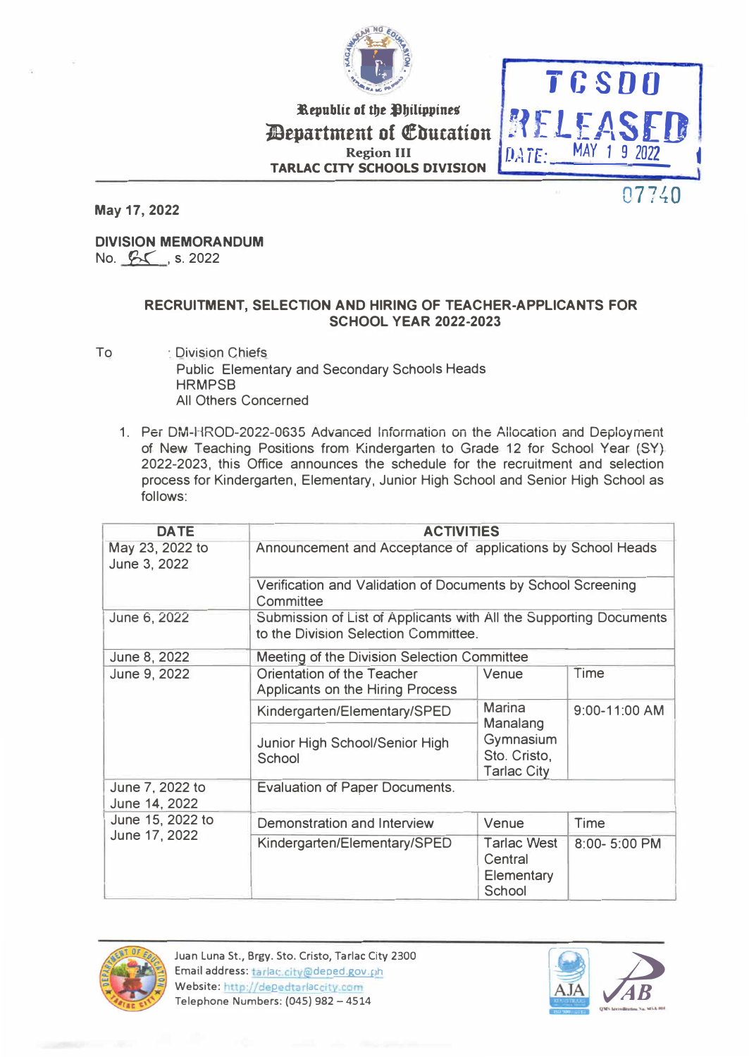Republic of the Philippines
**Department of Education**
Region III
**TARLAC CITY SCHOOLS DIVISION**

TCSDO
RELEASED
DATE: MAY 1 9 2022
07740

**May 17, 2022**

**DIVISION MEMORANDUM**
No. 85, s. 2022

**RECRUITMENT, SELECTION AND HIRING OF TEACHER-APPLICANTS FOR SCHOOL YEAR 2022-2023**

To : Division Chiefs
Public Elementary and Secondary Schools Heads
HRMPSB
All Others Concerned

1. Per DM-HROD-2022-0635 Advanced Information on the Allocation and Deployment of New Teaching Positions from Kindergarten to Grade 12 for School Year (SY) 2022-2023, this Office announces the schedule for the recruitment and selection process for Kindergarten, Elementary, Junior High School and Senior High School as follows:

| DATE | ACTIVITIES | | |
|---|---|---|---|
| May 23, 2022 to June 3, 2022 | Announcement and Acceptance of applications by School Heads | | |
| | Verification and Validation of Documents by School Screening Committee | | |
| June 6, 2022 | Submission of List of Applicants with All the Supporting Documents to the Division Selection Committee. | | |
| June 8, 2022 | Meeting of the Division Selection Committee | | |
| June 9, 2022 | Orientation of the Teacher Applicants on the Hiring Process | Venue | Time |
| | Kindergarten/Elementary/SPED | Marina Manalang Gymnasium Sto. Cristo, Tarlac City | 9:00-11:00 AM |
| | Junior High School/Senior High School | | |
| June 7, 2022 to June 14, 2022 | Evaluation of Paper Documents. | | |
| June 15, 2022 to June 17, 2022 | Demonstration and Interview | Venue | Time |
| | Kindergarten/Elementary/SPED | Tarlac West Central Elementary School | 8:00- 5:00 PM |

Juan Luna St., Brgy. Sto. Cristo, Tarlac City 2300
Email address: tarlac.city@deped.gov.ph
Website: http://depedtarlaccity.com
Telephone Numbers: (045) 982 – 4514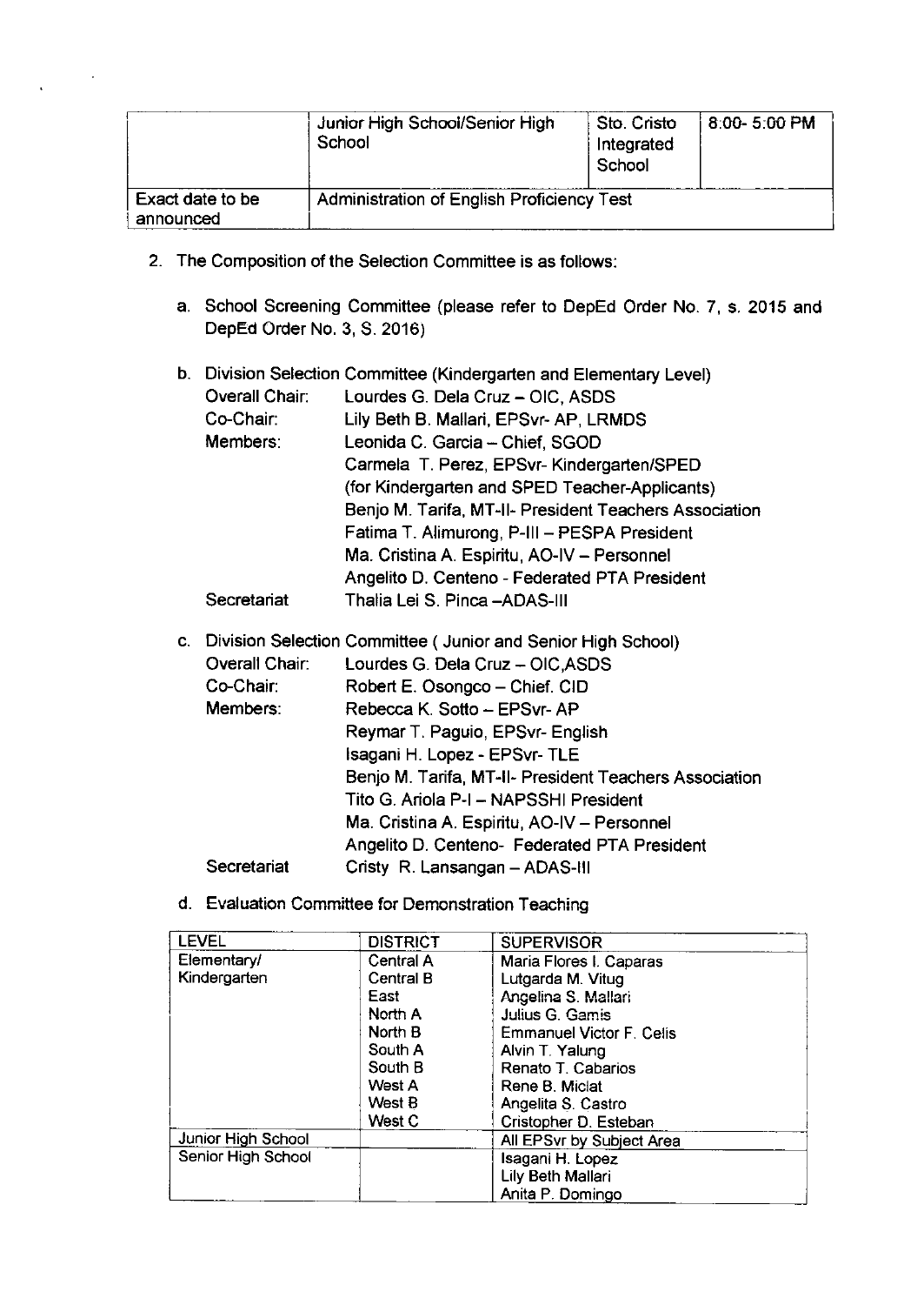| | Junior High School/Senior High School | Sto. Cristo Integrated School | 8:00- 5:00 PM |
|---|---|---|---|
| Exact date to be announced | Administration of English Proficiency Test | | |

2. The Composition of the Selection Committee is as follows:

   a. School Screening Committee (please refer to DepEd Order No. 7, s. 2015 and DepEd Order No. 3, S. 2016)

   b. Division Selection Committee (Kindergarten and Elementary Level)

   | | |
   |---|---|
   | Overall Chair: | Lourdes G. Dela Cruz – OIC, ASDS |
   | Co-Chair: | Lily Beth B. Mallari, EPSvr- AP, LRMDS |
   | Members: | Leonida C. Garcia – Chief, SGOD |
   | | Carmela T. Perez, EPSvr- Kindergarten/SPED (for Kindergarten and SPED Teacher-Applicants) |
   | | Benjo M. Tarifa, MT-II- President Teachers Association |
   | | Fatima T. Alimurong, P-III – PESPA President |
   | | Ma. Cristina A. Espiritu, AO-IV – Personnel |
   | | Angelito D. Centeno - Federated PTA President |
   | Secretariat | Thalia Lei S. Pinca –ADAS-III |

   c. Division Selection Committee ( Junior and Senior High School)

   | | |
   |---|---|
   | Overall Chair: | Lourdes G. Dela Cruz – OIC,ASDS |
   | Co-Chair: | Robert E. Osongco – Chief. CID |
   | Members: | Rebecca K. Sotto – EPSvr- AP |
   | | Reymar T. Paguio, EPSvr- English |
   | | Isagani H. Lopez - EPSvr- TLE |
   | | Benjo M. Tarifa, MT-II- President Teachers Association |
   | | Tito G. Ariola P-I – NAPSSHI President |
   | | Ma. Cristina A. Espiritu, AO-IV – Personnel |
   | | Angelito D. Centeno- Federated PTA President |
   | Secretariat | Cristy R. Lansangan – ADAS-III |

   d. Evaluation Committee for Demonstration Teaching

| LEVEL | DISTRICT | SUPERVISOR |
|---|---|---|
| Elementary/ Kindergarten | Central A | Maria Flores I. Caparas |
| | Central B | Lutgarda M. Vitug |
| | East | Angelina S. Mallari |
| | North A | Julius G. Gamis |
| | North B | Emmanuel Victor F. Celis |
| | South A | Alvin T. Yalung |
| | South B | Renato T. Cabarios |
| | West A | Rene B. Miclat |
| | West B | Angelita S. Castro |
| | West C | Cristopher D. Esteban |
| Junior High School | | All EPSvr by Subject Area |
| Senior High School | | Isagani H. Lopez |
| | | Lily Beth Mallari |
| | | Anita P. Domingo |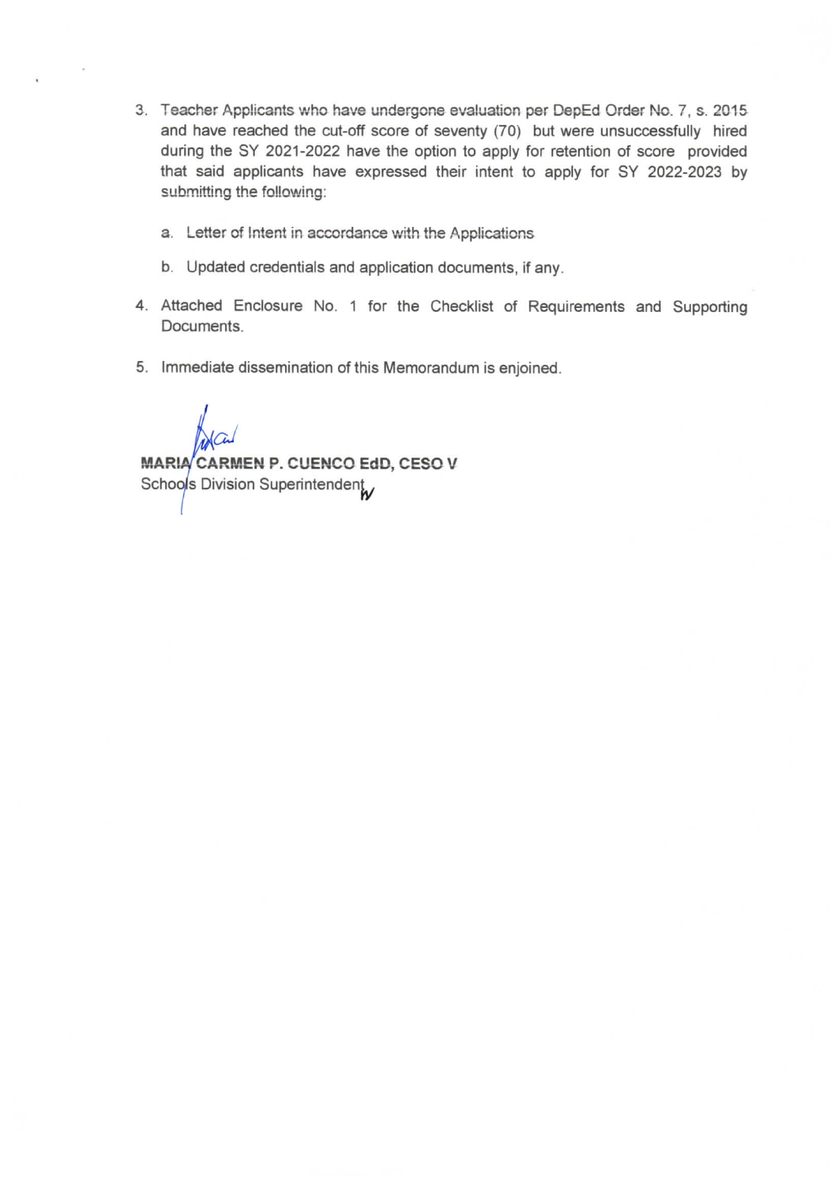3. Teacher Applicants who have undergone evaluation per DepEd Order No. 7, s. 2015 and have reached the cut-off score of seventy (70) but were unsuccessfully hired during the SY 2021-2022 have the option to apply for retention of score provided that said applicants have expressed their intent to apply for SY 2022-2023 by submitting the following:

   a. Letter of Intent in accordance with the Applications

   b. Updated credentials and application documents, if any.

4. Attached Enclosure No. 1 for the Checklist of Requirements and Supporting Documents.

5. Immediate dissemination of this Memorandum is enjoined.

**MARIA CARMEN P. CUENCO EdD, CESO V**
Schools Division Superintendent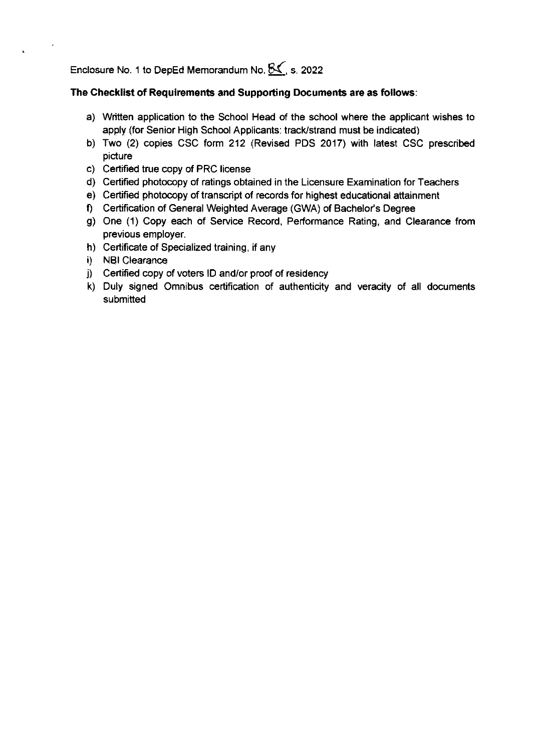Enclosure No. 1 to DepEd Memorandum No. 85, s. 2022

**The Checklist of Requirements and Supporting Documents are as follows**:

a) Written application to the School Head of the school where the applicant wishes to apply (for Senior High School Applicants: track/strand must be indicated)
b) Two (2) copies CSC form 212 (Revised PDS 2017) with latest CSC prescribed picture
c) Certified true copy of PRC license
d) Certified photocopy of ratings obtained in the Licensure Examination for Teachers
e) Certified photocopy of transcript of records for highest educational attainment
f) Certification of General Weighted Average (GWA) of Bachelor's Degree
g) One (1) Copy each of Service Record, Performance Rating, and Clearance from previous employer.
h) Certificate of Specialized training, if any
i) NBI Clearance
j) Certified copy of voters ID and/or proof of residency
k) Duly signed Omnibus certification of authenticity and veracity of all documents submitted